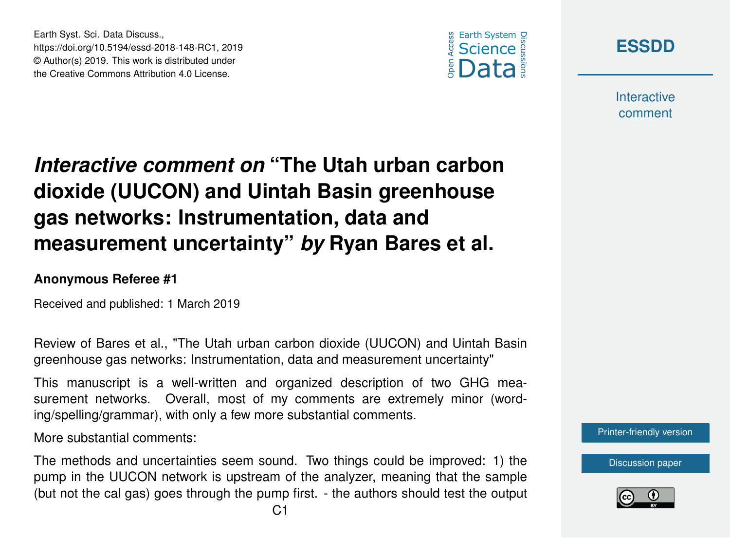# *Interactive comment on* "The Utah urban carbon dioxide (UUCON) and Uintah Basin greenhouse gas networks: Instrumentation, data and measurement uncertainty" *by* Ryan Bares et al.

**Anonymous Referee #1**

Received and published: 1 March 2019

Review of Bares et al., "The Utah urban carbon dioxide (UUCON) and Uintah Basin greenhouse gas networks: Instrumentation, data and measurement uncertainty"

This manuscript is a well-written and organized description of two GHG measurement networks. Overall, most of my comments are extremely minor (wording/spelling/grammar), with only a few more substantial comments.

More substantial comments:

The methods and uncertainties seem sound. Two things could be improved: 1) the pump in the UUCON network is upstream of the analyzer, meaning that the sample (but not the cal gas) goes through the pump first. - the authors should test the output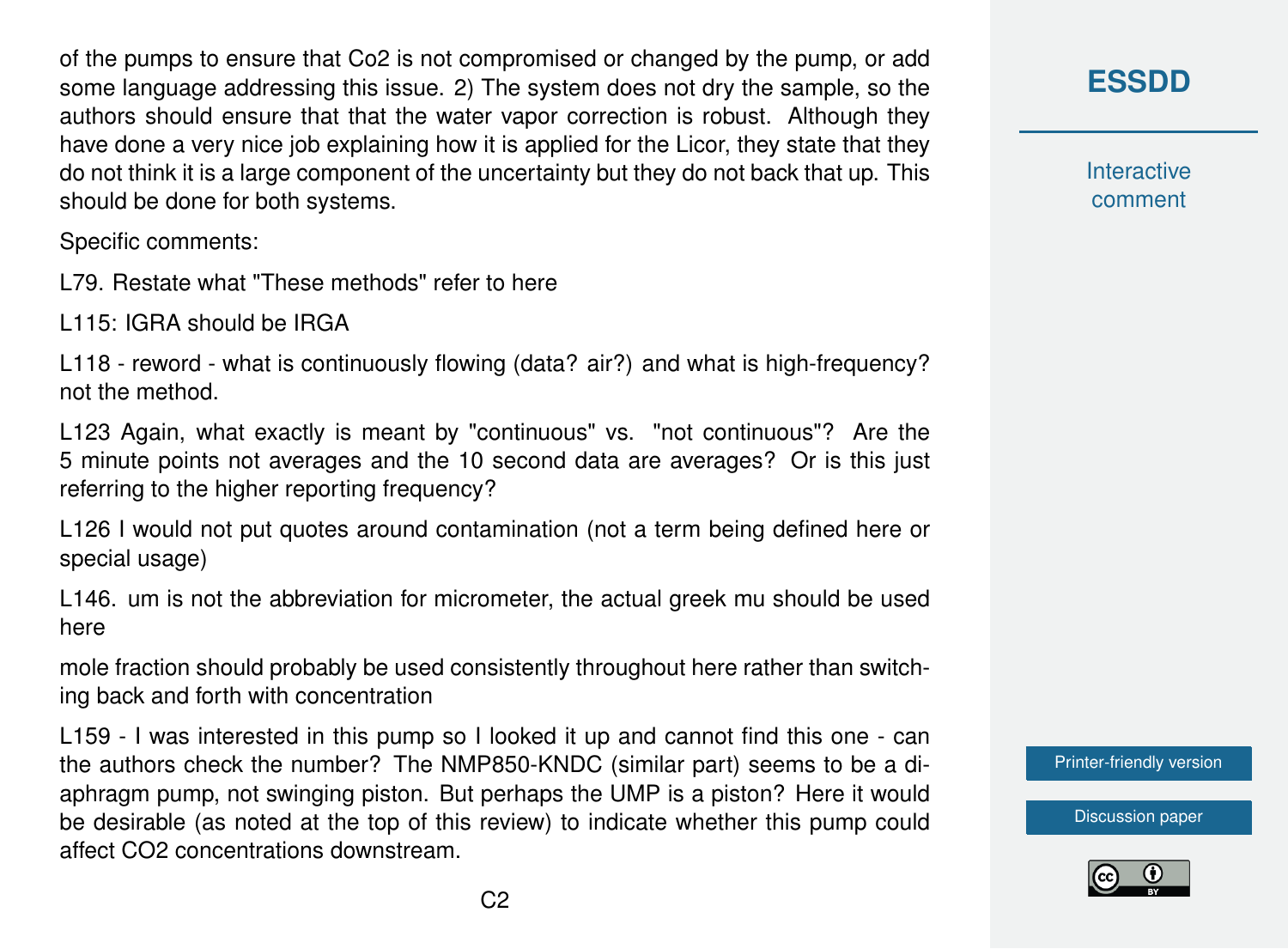of the pumps to ensure that Co2 is not compromised or changed by the pump, or add some language addressing this issue. 2) The system does not dry the sample, so the authors should ensure that that the water vapor correction is robust. Although they have done a very nice job explaining how it is applied for the Licor, they state that they do not think it is a large component of the uncertainty but they do not back that up. This should be done for both systems.

Specific comments:

L79. Restate what "These methods" refer to here

L115: IGRA should be IRGA

L118 - reword - what is continuously flowing (data? air?) and what is high-frequency? not the method.

L123 Again, what exactly is meant by "continuous" vs. "not continuous"? Are the 5 minute points not averages and the 10 second data are averages? Or is this just referring to the higher reporting frequency?

L126 I would not put quotes around contamination (not a term being defined here or special usage)

L146. um is not the abbreviation for micrometer, the actual greek mu should be used here

mole fraction should probably be used consistently throughout here rather than switching back and forth with concentration

L159 - I was interested in this pump so I looked it up and cannot find this one - can the authors check the number? The NMP850-KNDC (similar part) seems to be a diaphragm pump, not swinging piston. But perhaps the UMP is a piston? Here it would be desirable (as noted at the top of this review) to indicate whether this pump could affect CO2 concentrations downstream.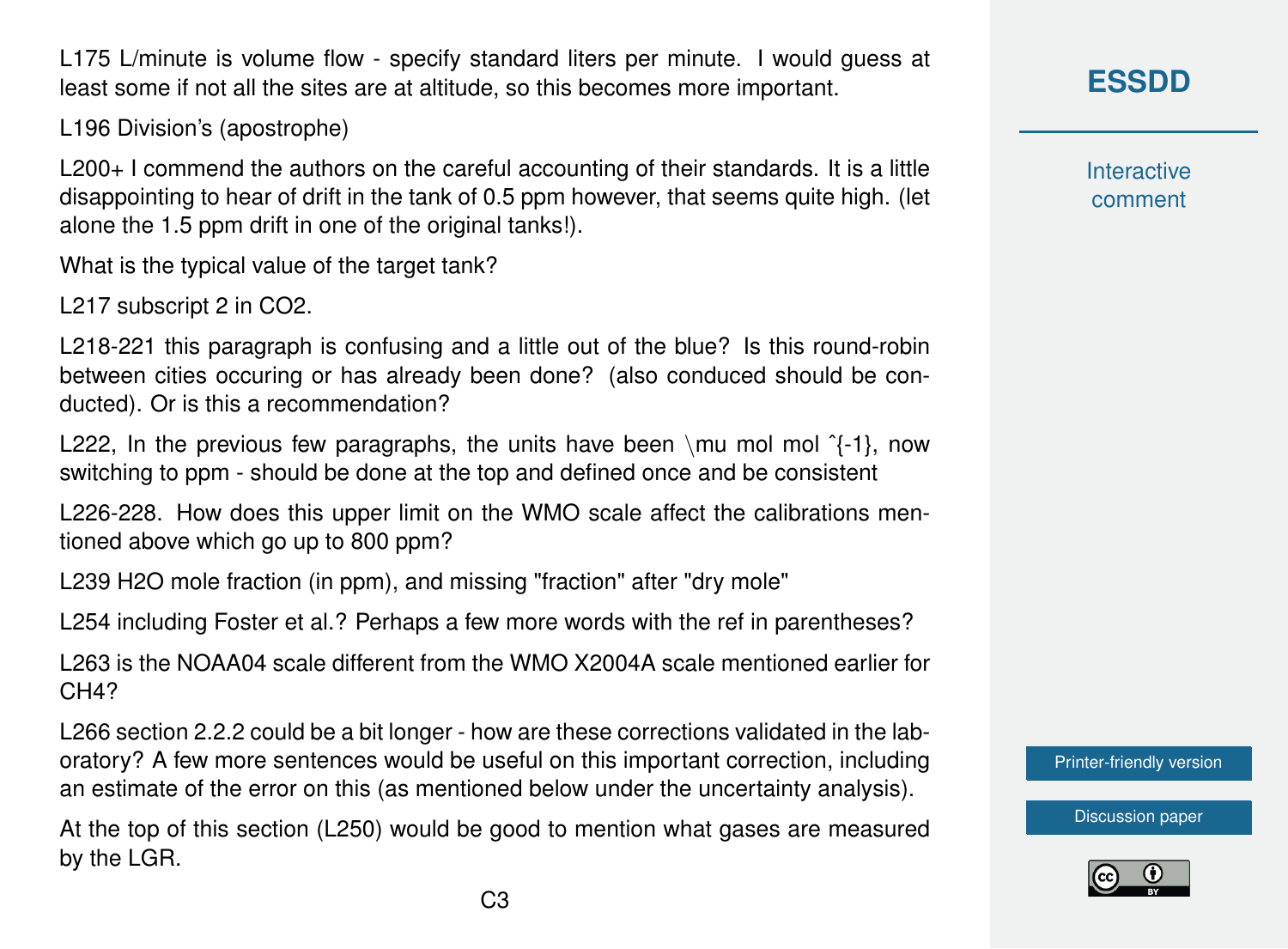L175 L/minute is volume flow - specify standard liters per minute. I would guess at least some if not all the sites are at altitude, so this becomes more important.

L196 Division's (apostrophe)

L200+ I commend the authors on the careful accounting of their standards. It is a little disappointing to hear of drift in the tank of 0.5 ppm however, that seems quite high. (let alone the 1.5 ppm drift in one of the original tanks!).

What is the typical value of the target tank?

L217 subscript 2 in CO2.

L218-221 this paragraph is confusing and a little out of the blue? Is this round-robin between cities occuring or has already been done? (also conduced should be conducted). Or is this a recommendation?

L222, In the previous few paragraphs, the units have been \mu mol mol ^{-1}, now switching to ppm - should be done at the top and defined once and be consistent

L226-228. How does this upper limit on the WMO scale affect the calibrations mentioned above which go up to 800 ppm?

L239 H2O mole fraction (in ppm), and missing "fraction" after "dry mole"

L254 including Foster et al.? Perhaps a few more words with the ref in parentheses?

L263 is the NOAA04 scale different from the WMO X2004A scale mentioned earlier for CH4?

L266 section 2.2.2 could be a bit longer - how are these corrections validated in the laboratory? A few more sentences would be useful on this important correction, including an estimate of the error on this (as mentioned below under the uncertainty analysis).

At the top of this section (L250) would be good to mention what gases are measured by the LGR.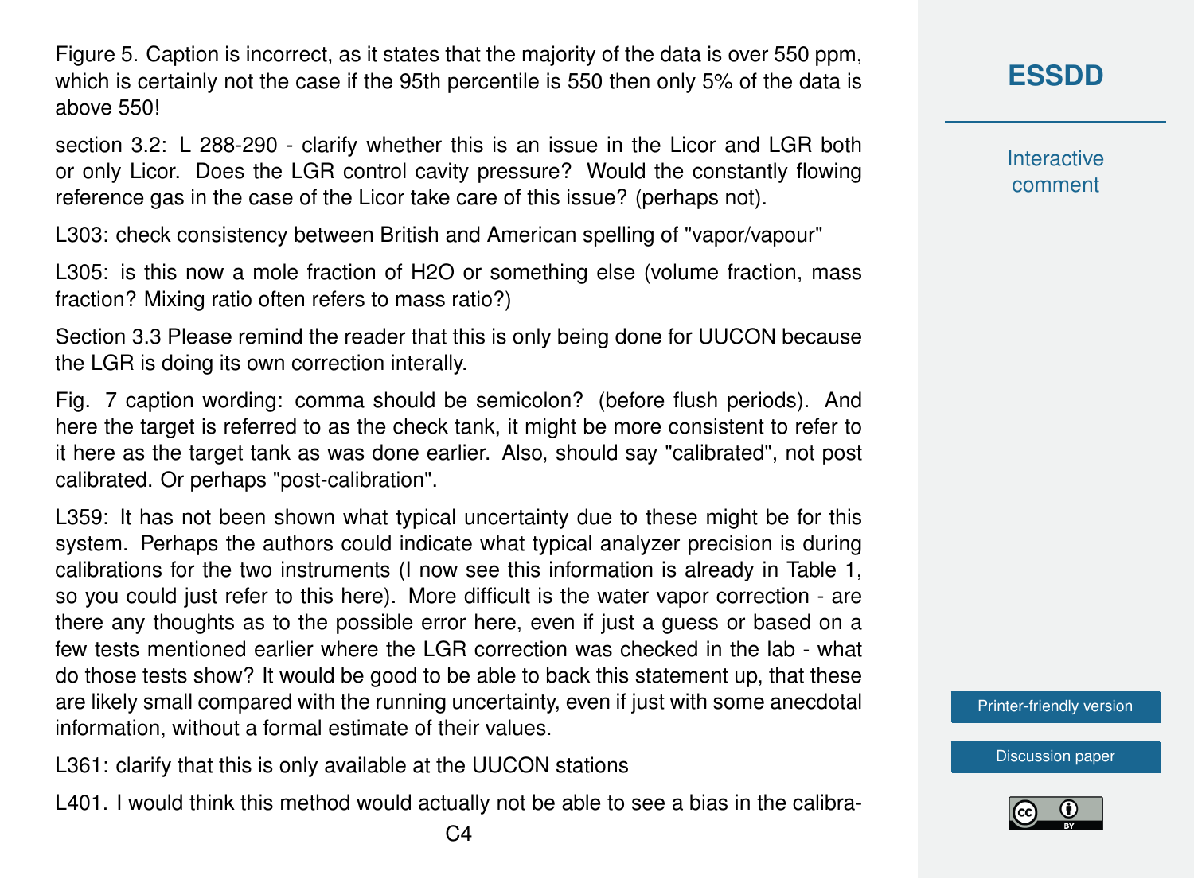Figure 5. Caption is incorrect, as it states that the majority of the data is over 550 ppm, which is certainly not the case if the 95th percentile is 550 then only 5% of the data is above 550!

section 3.2: L 288-290 - clarify whether this is an issue in the Licor and LGR both or only Licor. Does the LGR control cavity pressure? Would the constantly flowing reference gas in the case of the Licor take care of this issue? (perhaps not).

L303: check consistency between British and American spelling of "vapor/vapour"

L305: is this now a mole fraction of $H_2O$ or something else (volume fraction, mass fraction? Mixing ratio often refers to mass ratio?)

Section 3.3 Please remind the reader that this is only being done for UUCON because the LGR is doing its own correction interally.

Fig. 7 caption wording: comma should be semicolon? (before flush periods). And here the target is referred to as the check tank, it might be more consistent to refer to it here as the target tank as was done earlier. Also, should say "calibrated", not post calibrated. Or perhaps "post-calibration".

L359: It has not been shown what typical uncertainty due to these might be for this system. Perhaps the authors could indicate what typical analyzer precision is during calibrations for the two instruments (I now see this information is already in Table 1, so you could just refer to this here). More difficult is the water vapor correction - are there any thoughts as to the possible error here, even if just a guess or based on a few tests mentioned earlier where the LGR correction was checked in the lab - what do those tests show? It would be good to be able to back this statement up, that these are likely small compared with the running uncertainty, even if just with some anecdotal information, without a formal estimate of their values.

L361: clarify that this is only available at the UUCON stations

L401. I would think this method would actually not be able to see a bias in the calibra-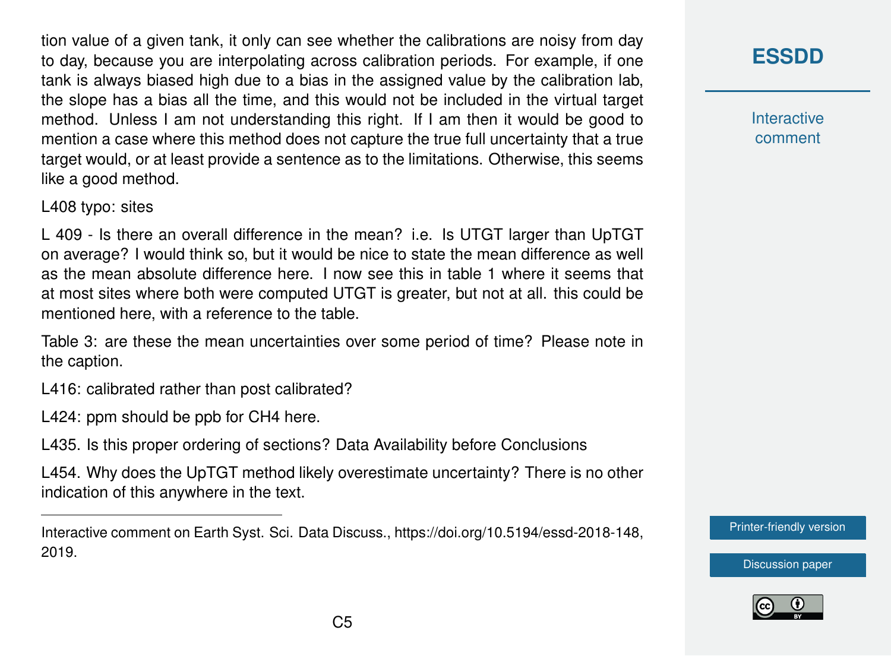tion value of a given tank, it only can see whether the calibrations are noisy from day to day, because you are interpolating across calibration periods. For example, if one tank is always biased high due to a bias in the assigned value by the calibration lab, the slope has a bias all the time, and this would not be included in the virtual target method. Unless I am not understanding this right. If I am then it would be good to mention a case where this method does not capture the true full uncertainty that a true target would, or at least provide a sentence as to the limitations. Otherwise, this seems like a good method.

L408 typo: sites

L 409 - Is there an overall difference in the mean? i.e. Is UTGT larger than UpTGT on average? I would think so, but it would be nice to state the mean difference as well as the mean absolute difference here. I now see this in table 1 where it seems that at most sites where both were computed UTGT is greater, but not at all. this could be mentioned here, with a reference to the table.

Table 3: are these the mean uncertainties over some period of time? Please note in the caption.

L416: calibrated rather than post calibrated?

L424: ppm should be ppb for $CH_4$ here.

L435. Is this proper ordering of sections? Data Availability before Conclusions

L454. Why does the UpTGT method likely overestimate uncertainty? There is no other indication of this anywhere in the text.

---

Interactive comment on Earth Syst. Sci. Data Discuss., https://doi.org/10.5194/essd-2018-148, 2019.